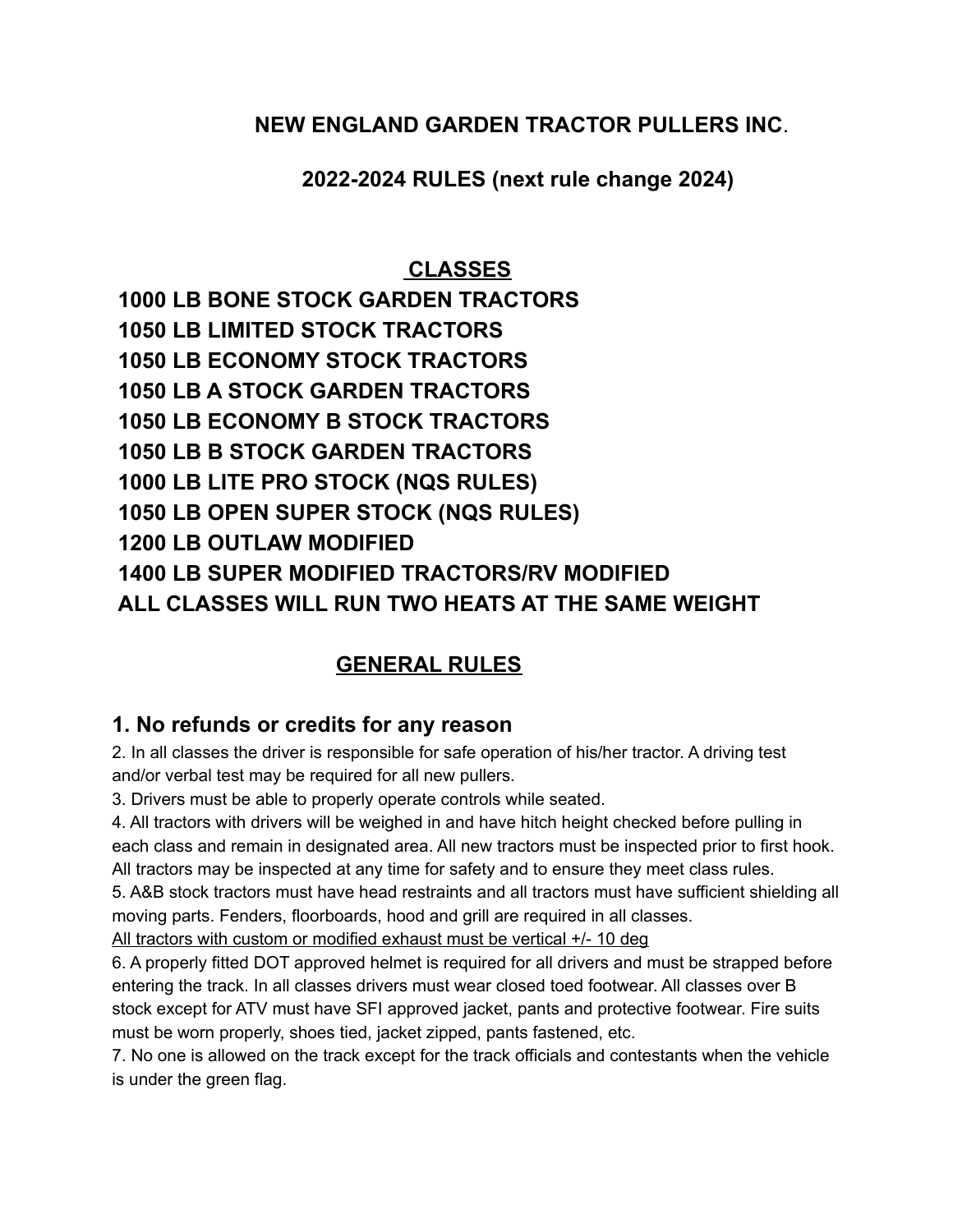# NEW ENGLAND GARDEN TRACTOR PULLERS INC.

## 2022-2024 RULES (next rule change 2024)

## CLASSES

**1000 LB BONE STOCK GARDEN TRACTORS**
**1050 LB LIMITED STOCK TRACTORS**
**1050 LB ECONOMY STOCK TRACTORS**
**1050 LB A STOCK GARDEN TRACTORS**
**1050 LB ECONOMY B STOCK TRACTORS**
**1050 LB B STOCK GARDEN TRACTORS**
**1000 LB LITE PRO STOCK (NQS RULES)**
**1050 LB OPEN SUPER STOCK (NQS RULES)**
**1200 LB OUTLAW MODIFIED**
**1400 LB SUPER MODIFIED TRACTORS/RV MODIFIED**
**ALL CLASSES WILL RUN TWO HEATS AT THE SAME WEIGHT**

## GENERAL RULES

### 1. No refunds or credits for any reason

2. In all classes the driver is responsible for safe operation of his/her tractor. A driving test and/or verbal test may be required for all new pullers.

3. Drivers must be able to properly operate controls while seated.

4. All tractors with drivers will be weighed in and have hitch height checked before pulling in each class and remain in designated area. All new tractors must be inspected prior to first hook. All tractors may be inspected at any time for safety and to ensure they meet class rules.

5. A&B stock tractors must have head restraints and all tractors must have sufficient shielding all moving parts. Fenders, floorboards, hood and grill are required in all classes.
<u>All tractors with custom or modified exhaust must be vertical +/- 10 deg</u>

6. A properly fitted DOT approved helmet is required for all drivers and must be strapped before entering the track. In all classes drivers must wear closed toed footwear. All classes over B stock except for ATV must have SFI approved jacket, pants and protective footwear. Fire suits must be worn properly, shoes tied, jacket zipped, pants fastened, etc.

7. No one is allowed on the track except for the track officials and contestants when the vehicle is under the green flag.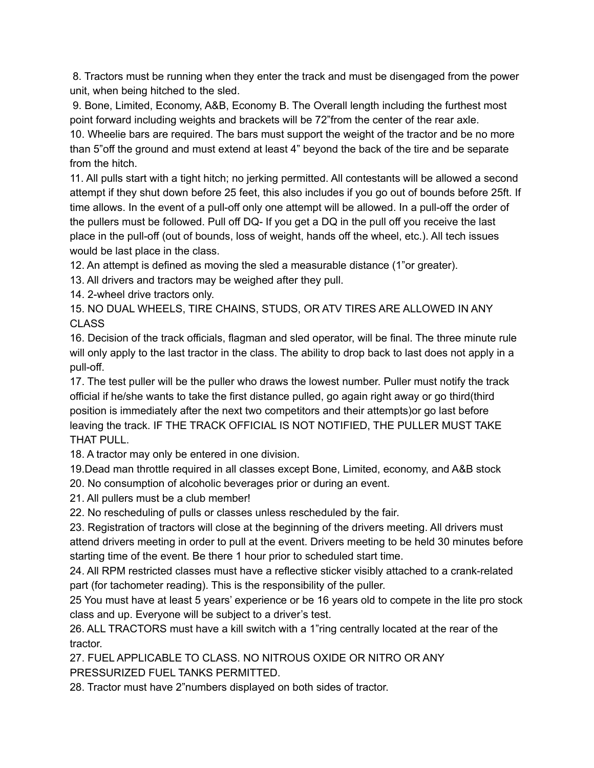8. Tractors must be running when they enter the track and must be disengaged from the power unit, when being hitched to the sled.

9. Bone, Limited, Economy, A&B, Economy B. The Overall length including the furthest most point forward including weights and brackets will be 72”from the center of the rear axle.

10. Wheelie bars are required. The bars must support the weight of the tractor and be no more than 5”off the ground and must extend at least 4” beyond the back of the tire and be separate from the hitch.

11. All pulls start with a tight hitch; no jerking permitted. All contestants will be allowed a second attempt if they shut down before 25 feet, this also includes if you go out of bounds before 25ft. If time allows. In the event of a pull-off only one attempt will be allowed. In a pull-off the order of the pullers must be followed. Pull off DQ- If you get a DQ in the pull off you receive the last place in the pull-off (out of bounds, loss of weight, hands off the wheel, etc.). All tech issues would be last place in the class.

12. An attempt is defined as moving the sled a measurable distance (1”or greater).

13. All drivers and tractors may be weighed after they pull.

14. 2-wheel drive tractors only.

15. NO DUAL WHEELS, TIRE CHAINS, STUDS, OR ATV TIRES ARE ALLOWED IN ANY CLASS

16. Decision of the track officials, flagman and sled operator, will be final. The three minute rule will only apply to the last tractor in the class. The ability to drop back to last does not apply in a pull-off.

17. The test puller will be the puller who draws the lowest number. Puller must notify the track official if he/she wants to take the first distance pulled, go again right away or go third(third position is immediately after the next two competitors and their attempts)or go last before leaving the track. IF THE TRACK OFFICIAL IS NOT NOTIFIED, THE PULLER MUST TAKE THAT PULL.

18. A tractor may only be entered in one division.

19.Dead man throttle required in all classes except Bone, Limited, economy, and A&B stock

20. No consumption of alcoholic beverages prior or during an event.

21. All pullers must be a club member!

22. No rescheduling of pulls or classes unless rescheduled by the fair.

23. Registration of tractors will close at the beginning of the drivers meeting. All drivers must attend drivers meeting in order to pull at the event. Drivers meeting to be held 30 minutes before starting time of the event. Be there 1 hour prior to scheduled start time.

24. All RPM restricted classes must have a reflective sticker visibly attached to a crank-related part (for tachometer reading). This is the responsibility of the puller.

25 You must have at least 5 years’ experience or be 16 years old to compete in the lite pro stock class and up. Everyone will be subject to a driver’s test.

26. ALL TRACTORS must have a kill switch with a 1”ring centrally located at the rear of the tractor.

27. FUEL APPLICABLE TO CLASS. NO NITROUS OXIDE OR NITRO OR ANY PRESSURIZED FUEL TANKS PERMITTED.

28. Tractor must have 2”numbers displayed on both sides of tractor.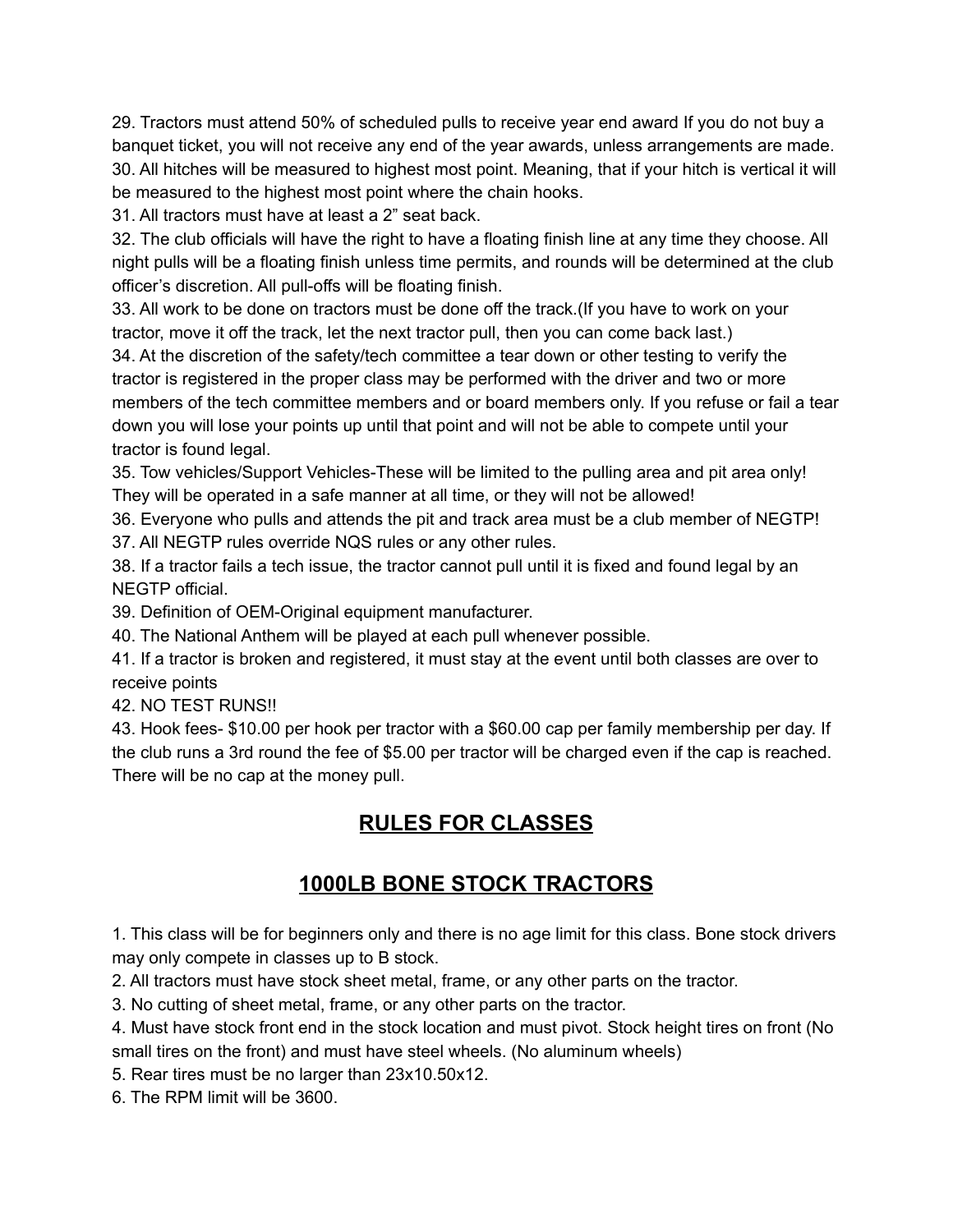29. Tractors must attend 50% of scheduled pulls to receive year end award If you do not buy a banquet ticket, you will not receive any end of the year awards, unless arrangements are made.
30. All hitches will be measured to highest most point. Meaning, that if your hitch is vertical it will be measured to the highest most point where the chain hooks.
31. All tractors must have at least a 2” seat back.
32. The club officials will have the right to have a floating finish line at any time they choose. All night pulls will be a floating finish unless time permits, and rounds will be determined at the club officer’s discretion. All pull-offs will be floating finish.
33. All work to be done on tractors must be done off the track.(If you have to work on your tractor, move it off the track, let the next tractor pull, then you can come back last.)
34. At the discretion of the safety/tech committee a tear down or other testing to verify the tractor is registered in the proper class may be performed with the driver and two or more members of the tech committee members and or board members only. If you refuse or fail a tear down you will lose your points up until that point and will not be able to compete until your tractor is found legal.
35. Tow vehicles/Support Vehicles-These will be limited to the pulling area and pit area only! They will be operated in a safe manner at all time, or they will not be allowed!
36. Everyone who pulls and attends the pit and track area must be a club member of NEGTP!
37. All NEGTP rules override NQS rules or any other rules.
38. If a tractor fails a tech issue, the tractor cannot pull until it is fixed and found legal by an NEGTP official.
39. Definition of OEM-Original equipment manufacturer.
40. The National Anthem will be played at each pull whenever possible.
41. If a tractor is broken and registered, it must stay at the event until both classes are over to receive points
42. NO TEST RUNS!!
43. Hook fees- $10.00 per hook per tractor with a $60.00 cap per family membership per day. If the club runs a 3rd round the fee of $5.00 per tractor will be charged even if the cap is reached. There will be no cap at the money pull.

## RULES FOR CLASSES

## 1000LB BONE STOCK TRACTORS

1. This class will be for beginners only and there is no age limit for this class. Bone stock drivers may only compete in classes up to B stock.
2. All tractors must have stock sheet metal, frame, or any other parts on the tractor.
3. No cutting of sheet metal, frame, or any other parts on the tractor.
4. Must have stock front end in the stock location and must pivot. Stock height tires on front (No small tires on the front) and must have steel wheels. (No aluminum wheels)
5. Rear tires must be no larger than 23x10.50x12.
6. The RPM limit will be 3600.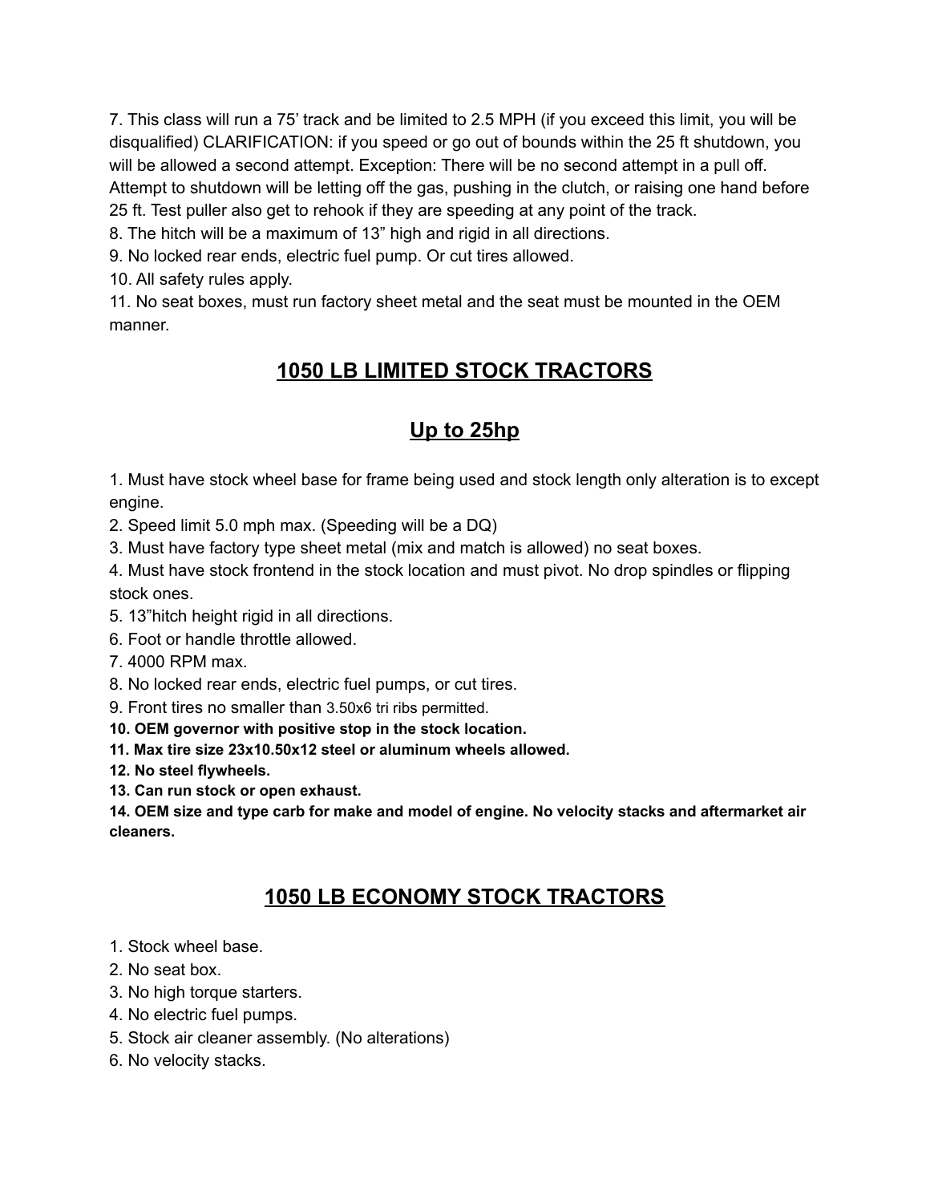7. This class will run a 75' track and be limited to 2.5 MPH (if you exceed this limit, you will be disqualified) CLARIFICATION: if you speed or go out of bounds within the 25 ft shutdown, you will be allowed a second attempt. Exception: There will be no second attempt in a pull off. Attempt to shutdown will be letting off the gas, pushing in the clutch, or raising one hand before 25 ft. Test puller also get to rehook if they are speeding at any point of the track.
8. The hitch will be a maximum of 13" high and rigid in all directions.
9. No locked rear ends, electric fuel pump. Or cut tires allowed.
10. All safety rules apply.
11. No seat boxes, must run factory sheet metal and the seat must be mounted in the OEM manner.

## 1050 LB LIMITED STOCK TRACTORS

## Up to 25hp

1. Must have stock wheel base for frame being used and stock length only alteration is to except engine.
2. Speed limit 5.0 mph max. (Speeding will be a DQ)
3. Must have factory type sheet metal (mix and match is allowed) no seat boxes.
4. Must have stock frontend in the stock location and must pivot. No drop spindles or flipping stock ones.
5. 13"hitch height rigid in all directions.
6. Foot or handle throttle allowed.
7. 4000 RPM max.
8. No locked rear ends, electric fuel pumps, or cut tires.
9. Front tires no smaller than 3.50x6 tri ribs permitted.
10. **OEM governor with positive stop in the stock location.**
11. **Max tire size 23x10.50x12 steel or aluminum wheels allowed.**
12. **No steel flywheels.**
13. **Can run stock or open exhaust.**
14. **OEM size and type carb for make and model of engine. No velocity stacks and aftermarket air cleaners.**

## 1050 LB ECONOMY STOCK TRACTORS

1. Stock wheel base.
2. No seat box.
3. No high torque starters.
4. No electric fuel pumps.
5. Stock air cleaner assembly. (No alterations)
6. No velocity stacks.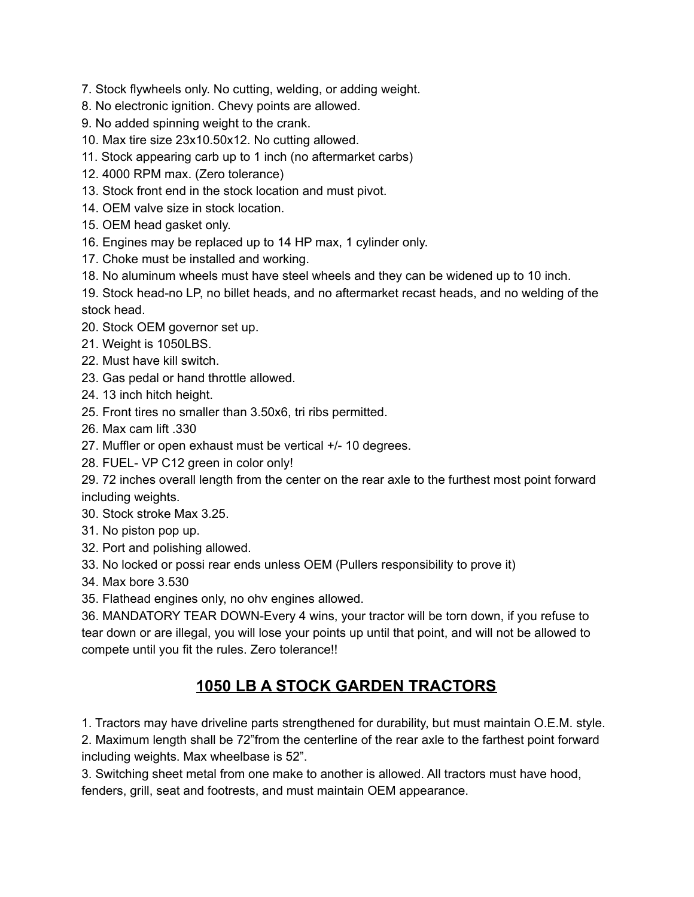7. Stock flywheels only. No cutting, welding, or adding weight.
8. No electronic ignition. Chevy points are allowed.
9. No added spinning weight to the crank.
10. Max tire size 23x10.50x12. No cutting allowed.
11. Stock appearing carb up to 1 inch (no aftermarket carbs)
12. 4000 RPM max. (Zero tolerance)
13. Stock front end in the stock location and must pivot.
14. OEM valve size in stock location.
15. OEM head gasket only.
16. Engines may be replaced up to 14 HP max, 1 cylinder only.
17. Choke must be installed and working.
18. No aluminum wheels must have steel wheels and they can be widened up to 10 inch.
19. Stock head-no LP, no billet heads, and no aftermarket recast heads, and no welding of the stock head.
20. Stock OEM governor set up.
21. Weight is 1050LBS.
22. Must have kill switch.
23. Gas pedal or hand throttle allowed.
24. 13 inch hitch height.
25. Front tires no smaller than 3.50x6, tri ribs permitted.
26. Max cam lift .330
27. Muffler or open exhaust must be vertical +/- 10 degrees.
28. FUEL- VP C12 green in color only!
29. 72 inches overall length from the center on the rear axle to the furthest most point forward including weights.
30. Stock stroke Max 3.25.
31. No piston pop up.
32. Port and polishing allowed.
33. No locked or possi rear ends unless OEM (Pullers responsibility to prove it)
34. Max bore 3.530
35. Flathead engines only, no ohv engines allowed.
36. MANDATORY TEAR DOWN-Every 4 wins, your tractor will be torn down, if you refuse to tear down or are illegal, you will lose your points up until that point, and will not be allowed to compete until you fit the rules. Zero tolerance!!

## 1050 LB A STOCK GARDEN TRACTORS

1. Tractors may have driveline parts strengthened for durability, but must maintain O.E.M. style.
2. Maximum length shall be 72”from the centerline of the rear axle to the farthest point forward including weights. Max wheelbase is 52”.
3. Switching sheet metal from one make to another is allowed. All tractors must have hood, fenders, grill, seat and footrests, and must maintain OEM appearance.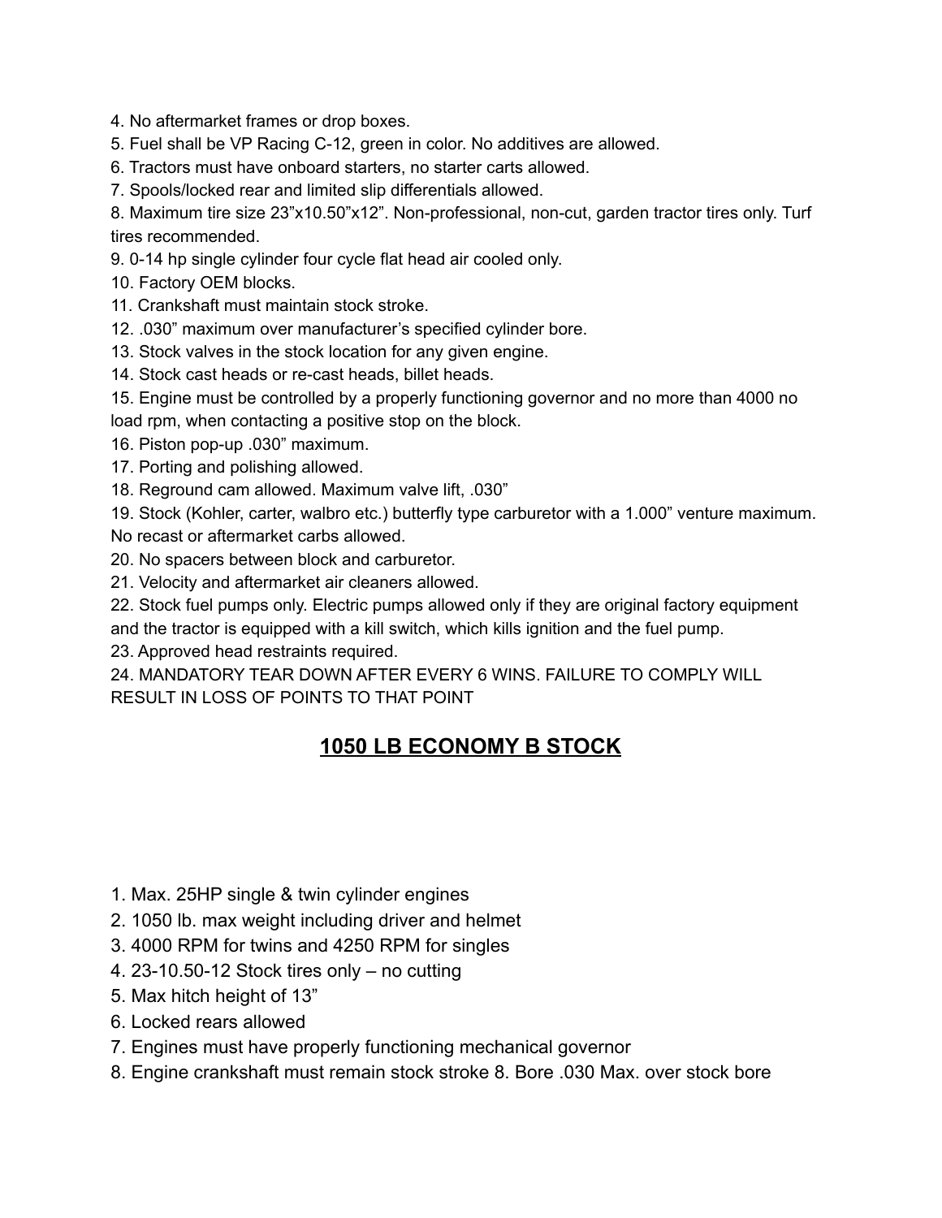4. No aftermarket frames or drop boxes.
5. Fuel shall be VP Racing C-12, green in color. No additives are allowed.
6. Tractors must have onboard starters, no starter carts allowed.
7. Spools/locked rear and limited slip differentials allowed.
8. Maximum tire size 23”x10.50”x12”. Non-professional, non-cut, garden tractor tires only. Turf tires recommended.
9. 0-14 hp single cylinder four cycle flat head air cooled only.
10. Factory OEM blocks.
11. Crankshaft must maintain stock stroke.
12. .030” maximum over manufacturer’s specified cylinder bore.
13. Stock valves in the stock location for any given engine.
14. Stock cast heads or re-cast heads, billet heads.
15. Engine must be controlled by a properly functioning governor and no more than 4000 no load rpm, when contacting a positive stop on the block.
16. Piston pop-up .030” maximum.
17. Porting and polishing allowed.
18. Reground cam allowed. Maximum valve lift, .030”
19. Stock (Kohler, carter, walbro etc.) butterfly type carburetor with a 1.000” venture maximum. No recast or aftermarket carbs allowed.
20. No spacers between block and carburetor.
21. Velocity and aftermarket air cleaners allowed.
22. Stock fuel pumps only. Electric pumps allowed only if they are original factory equipment and the tractor is equipped with a kill switch, which kills ignition and the fuel pump.
23. Approved head restraints required.
24. MANDATORY TEAR DOWN AFTER EVERY 6 WINS. FAILURE TO COMPLY WILL RESULT IN LOSS OF POINTS TO THAT POINT

## 1050 LB ECONOMY B STOCK

1. Max. 25HP single & twin cylinder engines
2. 1050 lb. max weight including driver and helmet
3. 4000 RPM for twins and 4250 RPM for singles
4. 23-10.50-12 Stock tires only – no cutting
5. Max hitch height of 13”
6. Locked rears allowed
7. Engines must have properly functioning mechanical governor
8. Engine crankshaft must remain stock stroke 8. Bore .030 Max. over stock bore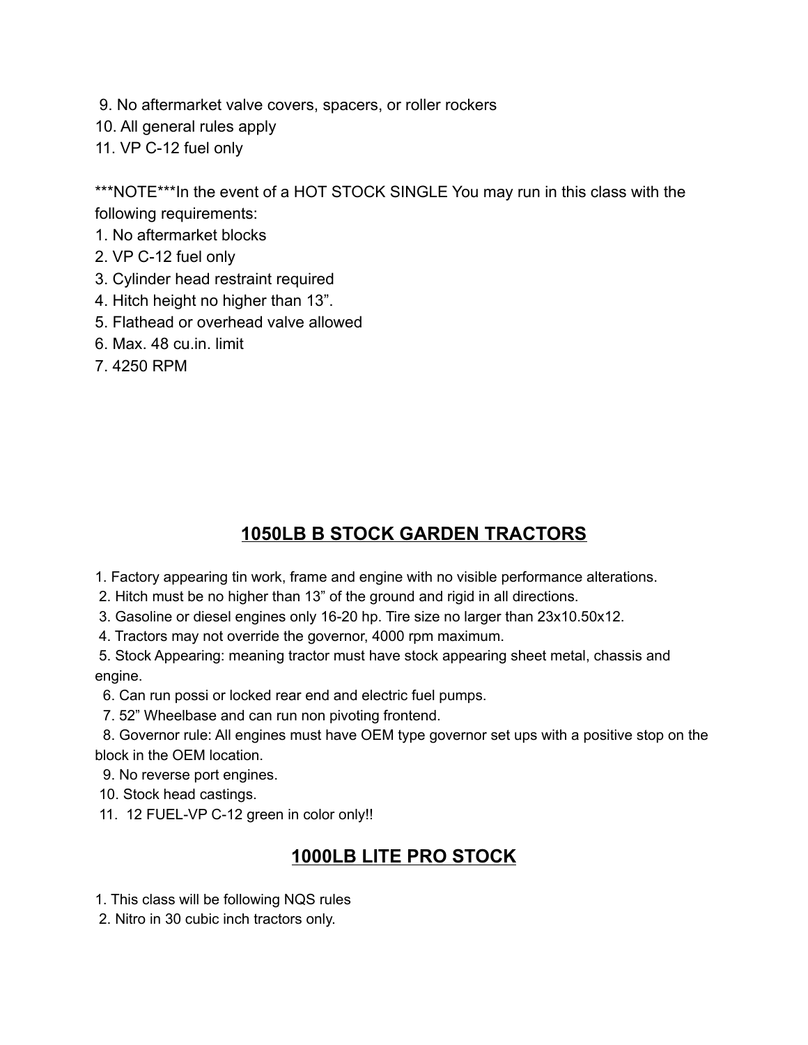9. No aftermarket valve covers, spacers, or roller rockers
10. All general rules apply
11. VP C-12 fuel only

***NOTE***In the event of a HOT STOCK SINGLE You may run in this class with the following requirements:

1. No aftermarket blocks
2. VP C-12 fuel only
3. Cylinder head restraint required
4. Hitch height no higher than 13”.
5. Flathead or overhead valve allowed
6. Max. 48 cu.in. limit
7. 4250 RPM

## 1050LB B STOCK GARDEN TRACTORS

1. Factory appearing tin work, frame and engine with no visible performance alterations.
2. Hitch must be no higher than 13” of the ground and rigid in all directions.
3. Gasoline or diesel engines only 16-20 hp. Tire size no larger than 23x10.50x12.
4. Tractors may not override the governor, 4000 rpm maximum.
5. Stock Appearing: meaning tractor must have stock appearing sheet metal, chassis and engine.
6. Can run possi or locked rear end and electric fuel pumps.
7. 52” Wheelbase and can run non pivoting frontend.
8. Governor rule: All engines must have OEM type governor set ups with a positive stop on the block in the OEM location.
9. No reverse port engines.
10. Stock head castings.
11. 12 FUEL-VP C-12 green in color only!!

## 1000LB LITE PRO STOCK

1. This class will be following NQS rules
2. Nitro in 30 cubic inch tractors only.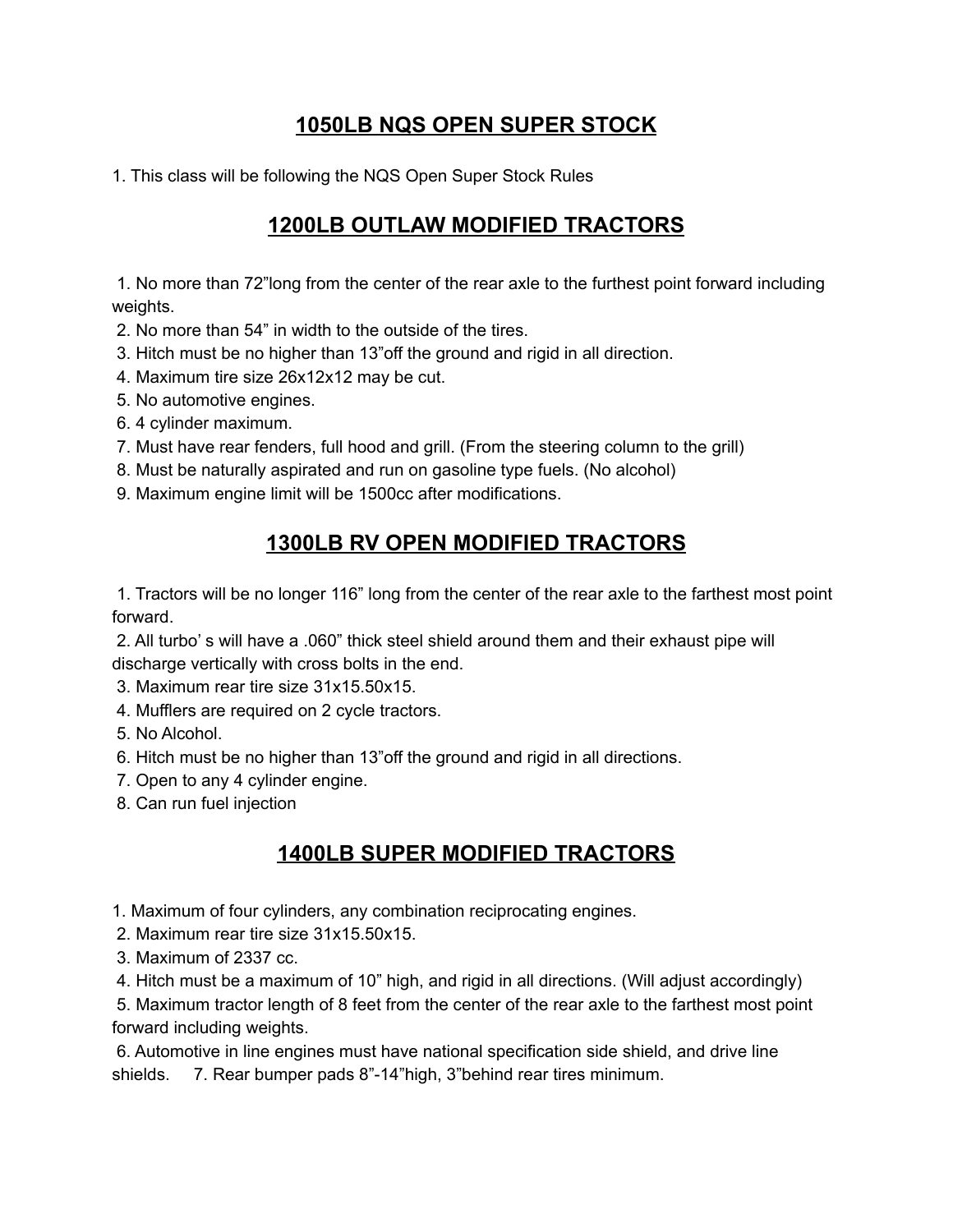## 1050LB NQS OPEN SUPER STOCK

1. This class will be following the NQS Open Super Stock Rules

## 1200LB OUTLAW MODIFIED TRACTORS

1. No more than 72"long from the center of the rear axle to the furthest point forward including weights.
2. No more than 54" in width to the outside of the tires.
3. Hitch must be no higher than 13"off the ground and rigid in all direction.
4. Maximum tire size 26x12x12 may be cut.
5. No automotive engines.
6. 4 cylinder maximum.
7. Must have rear fenders, full hood and grill. (From the steering column to the grill)
8. Must be naturally aspirated and run on gasoline type fuels. (No alcohol)
9. Maximum engine limit will be 1500cc after modifications.

## 1300LB RV OPEN MODIFIED TRACTORS

1. Tractors will be no longer 116" long from the center of the rear axle to the farthest most point forward.
2. All turbo' s will have a .060" thick steel shield around them and their exhaust pipe will discharge vertically with cross bolts in the end.
3. Maximum rear tire size 31x15.50x15.
4. Mufflers are required on 2 cycle tractors.
5. No Alcohol.
6. Hitch must be no higher than 13"off the ground and rigid in all directions.
7. Open to any 4 cylinder engine.
8. Can run fuel injection

## 1400LB SUPER MODIFIED TRACTORS

1. Maximum of four cylinders, any combination reciprocating engines.
2. Maximum rear tire size 31x15.50x15.
3. Maximum of 2337 cc.
4. Hitch must be a maximum of 10" high, and rigid in all directions. (Will adjust accordingly)
5. Maximum tractor length of 8 feet from the center of the rear axle to the farthest most point forward including weights.
6. Automotive in line engines must have national specification side shield, and drive line shields.
7. Rear bumper pads 8"-14"high, 3"behind rear tires minimum.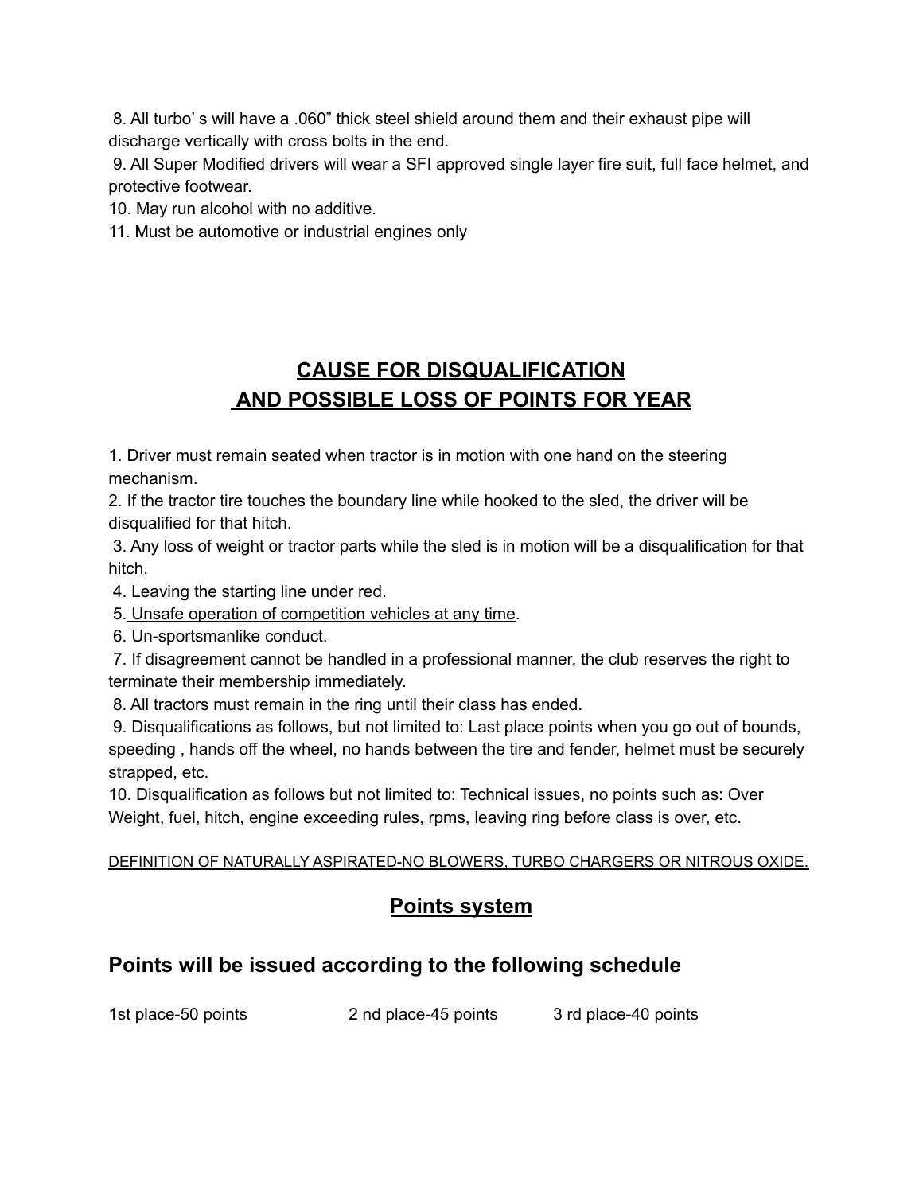8. All turbo' s will have a .060" thick steel shield around them and their exhaust pipe will discharge vertically with cross bolts in the end.
9. All Super Modified drivers will wear a SFI approved single layer fire suit, full face helmet, and protective footwear.
10. May run alcohol with no additive.
11. Must be automotive or industrial engines only

## CAUSE FOR DISQUALIFICATION AND POSSIBLE LOSS OF POINTS FOR YEAR

1. Driver must remain seated when tractor is in motion with one hand on the steering mechanism.
2. If the tractor tire touches the boundary line while hooked to the sled, the driver will be disqualified for that hitch.
3. Any loss of weight or tractor parts while the sled is in motion will be a disqualification for that hitch.
4. Leaving the starting line under red.
5. Unsafe operation of competition vehicles at any time.
6. Un-sportsmanlike conduct.
7. If disagreement cannot be handled in a professional manner, the club reserves the right to terminate their membership immediately.
8. All tractors must remain in the ring until their class has ended.
9. Disqualifications as follows, but not limited to: Last place points when you go out of bounds, speeding , hands off the wheel, no hands between the tire and fender, helmet must be securely strapped, etc.
10. Disqualification as follows but not limited to: Technical issues, no points such as: Over Weight, fuel, hitch, engine exceeding rules, rpms, leaving ring before class is over, etc.

DEFINITION OF NATURALLY ASPIRATED-NO BLOWERS, TURBO CHARGERS OR NITROUS OXIDE.

## Points system

### Points will be issued according to the following schedule

1st place-50 points    2 nd place-45 points    3 rd place-40 points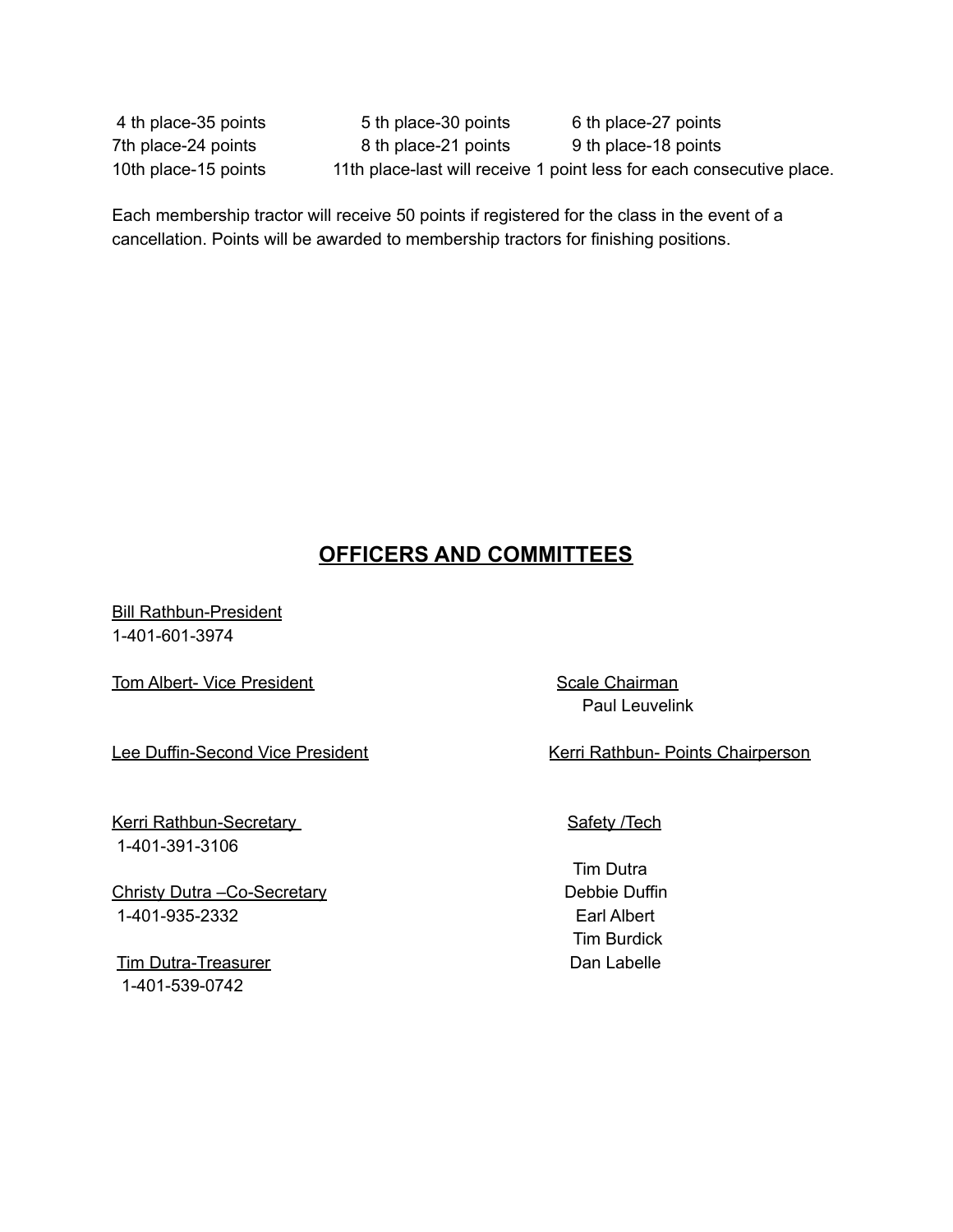4 th place-35 points  5 th place-30 points  6 th place-27 points
7th place-24 points  8 th place-21 points  9 th place-18 points
10th place-15 points  11th place-last will receive 1 point less for each consecutive place.

Each membership tractor will receive 50 points if registered for the class in the event of a cancellation. Points will be awarded to membership tractors for finishing positions.

## OFFICERS AND COMMITTEES

Bill Rathbun-President
1-401-601-3974

Tom Albert- Vice President

Lee Duffin-Second Vice President

Kerri Rathbun-Secretary
1-401-391-3106

Christy Dutra –Co-Secretary
1-401-935-2332

Tim Dutra-Treasurer
1-401-539-0742

Scale Chairman
Paul Leuvelink

Kerri Rathbun- Points Chairperson

Safety /Tech

Tim Dutra
Debbie Duffin
Earl Albert
Tim Burdick
Dan Labelle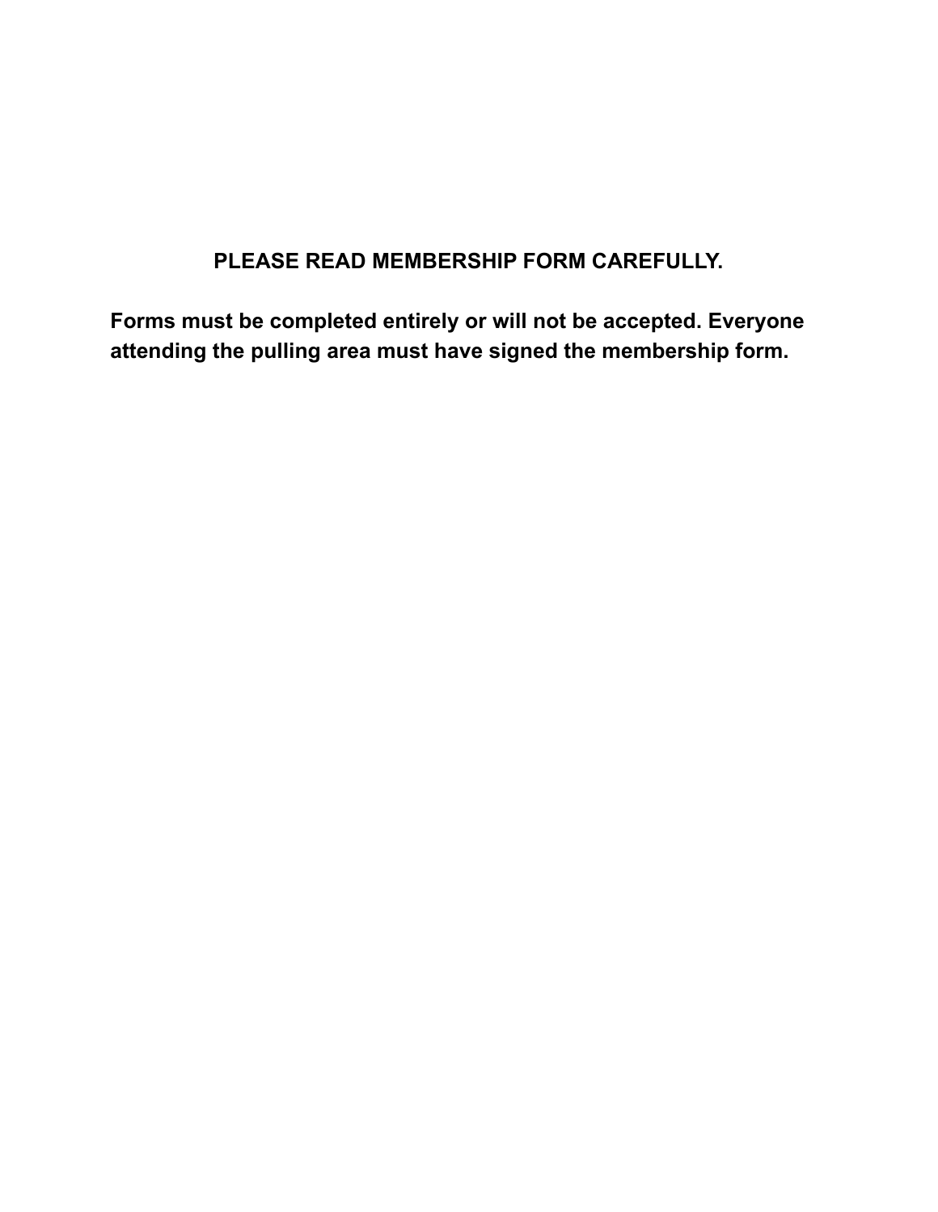**PLEASE READ MEMBERSHIP FORM CAREFULLY.**

**Forms must be completed entirely or will not be accepted. Everyone attending the pulling area must have signed the membership form.**